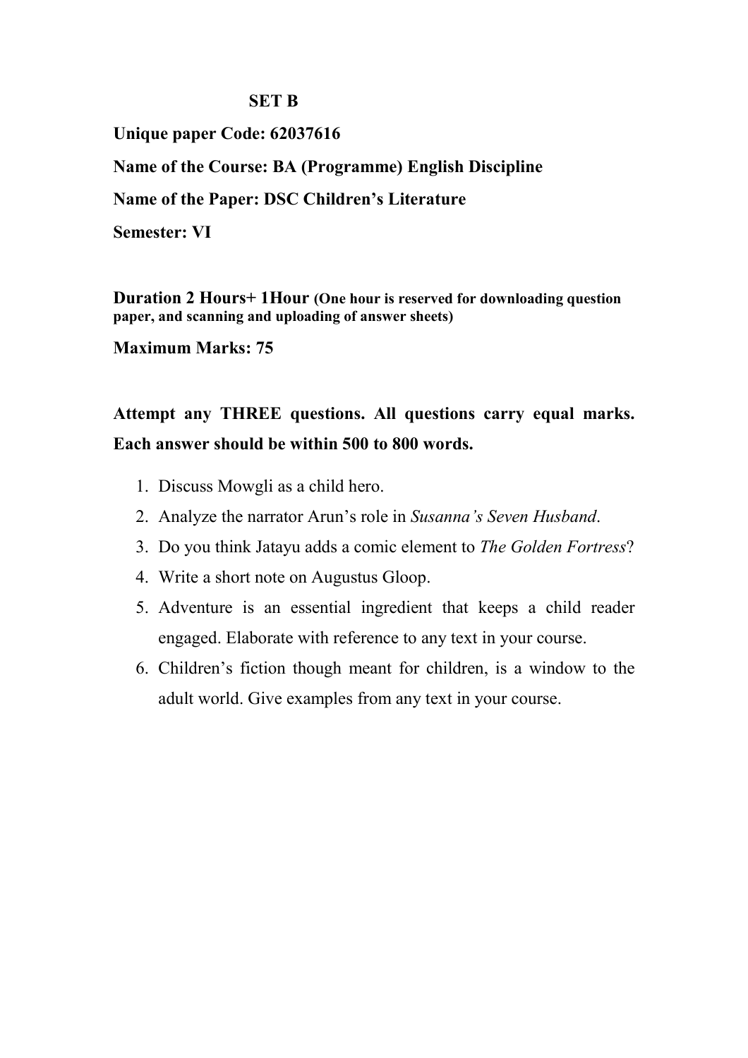**SET B**

**Unique paper Code: 62037616**

**Name of the Course: BA (Programme) English Discipline**

**Name of the Paper: DSC Children's Literature**

**Semester: VI**

**Duration 2 Hours+ 1Hour (One hour is reserved for downloading question paper, and scanning and uploading of answer sheets)**

**Maximum Marks: 75**

**Attempt any THREE questions. All questions carry equal marks. Each answer should be within 500 to 800 words.**

1. Discuss Mowgli as a child hero.
2. Analyze the narrator Arun's role in *Susanna's Seven Husband*.
3. Do you think Jatayu adds a comic element to *The Golden Fortress*?
4. Write a short note on Augustus Gloop.
5. Adventure is an essential ingredient that keeps a child reader engaged. Elaborate with reference to any text in your course.
6. Children's fiction though meant for children, is a window to the adult world. Give examples from any text in your course.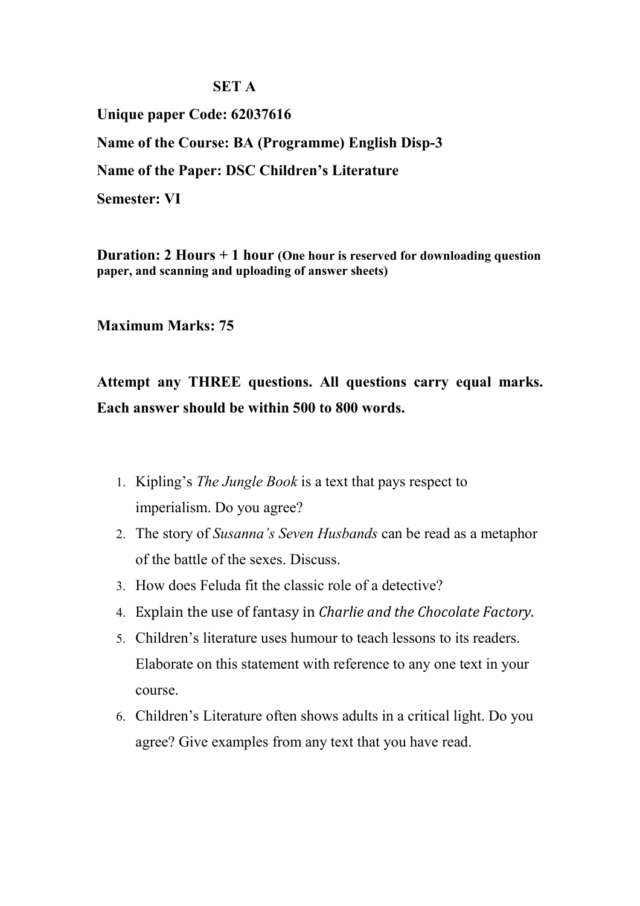**SET A**

**Unique paper Code: 62037616**

**Name of the Course: BA (Programme) English Disp-3**

**Name of the Paper: DSC Children's Literature**

**Semester: VI**

**Duration: 2 Hours + 1 hour (One hour is reserved for downloading question paper, and scanning and uploading of answer sheets)**

**Maximum Marks: 75**

**Attempt any THREE questions. All questions carry equal marks. Each answer should be within 500 to 800 words.**

1. Kipling's *The Jungle Book* is a text that pays respect to imperialism. Do you agree?
2. The story of *Susanna's Seven Husbands* can be read as a metaphor of the battle of the sexes. Discuss.
3. How does Feluda fit the classic role of a detective?
4. Explain the use of fantasy in *Charlie and the Chocolate Factory*.
5. Children's literature uses humour to teach lessons to its readers. Elaborate on this statement with reference to any one text in your course.
6. Children's Literature often shows adults in a critical light. Do you agree? Give examples from any text that you have read.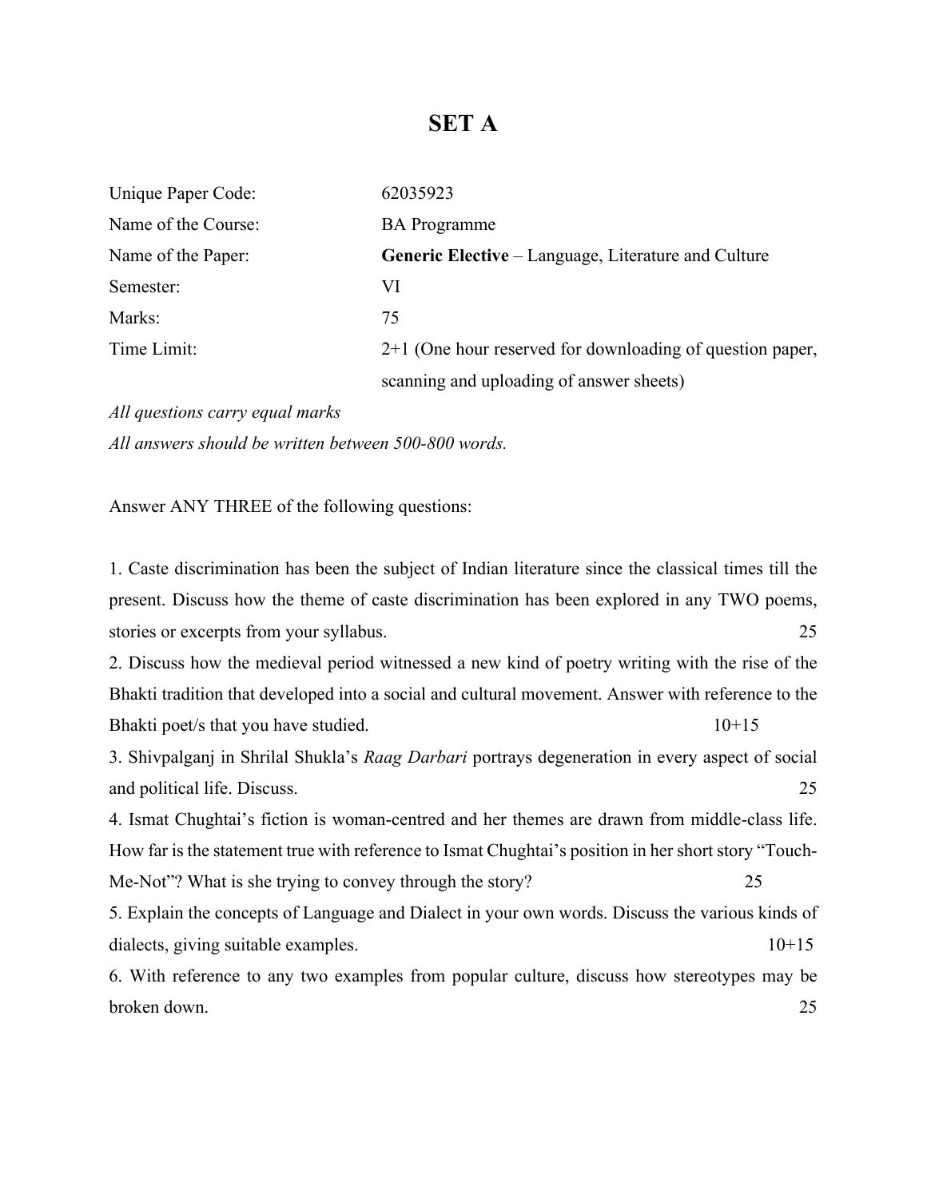# SET A

| | |
|---|---|
| Unique Paper Code: | 62035923 |
| Name of the Course: | BA Programme |
| Name of the Paper: | **Generic Elective** – Language, Literature and Culture |
| Semester: | VI |
| Marks: | 75 |
| Time Limit: | 2+1 (One hour reserved for downloading of question paper, scanning and uploading of answer sheets) |

*All questions carry equal marks*

*All answers should be written between 500-800 words.*

Answer ANY THREE of the following questions:

1. Caste discrimination has been the subject of Indian literature since the classical times till the present. Discuss how the theme of caste discrimination has been explored in any TWO poems, stories or excerpts from your syllabus. 25

2. Discuss how the medieval period witnessed a new kind of poetry writing with the rise of the Bhakti tradition that developed into a social and cultural movement. Answer with reference to the Bhakti poet/s that you have studied. 10+15

3. Shivpalganj in Shrilal Shukla's *Raag Darbari* portrays degeneration in every aspect of social and political life. Discuss. 25

4. Ismat Chughtai's fiction is woman-centred and her themes are drawn from middle-class life. How far is the statement true with reference to Ismat Chughtai's position in her short story "Touch-Me-Not"? What is she trying to convey through the story? 25

5. Explain the concepts of Language and Dialect in your own words. Discuss the various kinds of dialects, giving suitable examples. 10+15

6. With reference to any two examples from popular culture, discuss how stereotypes may be broken down. 25